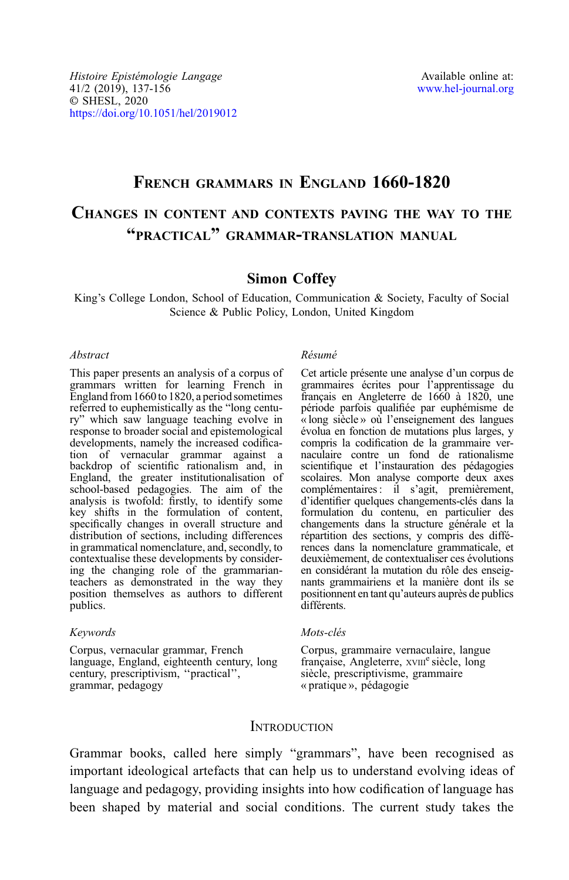*Histoire Epistémologie Langage*
41/2 (2019), 137-156
© SHESL, 2020
https://doi.org/10.1051/hel/2019012

Available online at:
www.hel-journal.org

# French grammars in England 1660-1820

## Changes in content and contexts paving the way to the "practical" grammar-translation manual

**Simon Coffey**

King's College London, School of Education, Communication & Society, Faculty of Social Science & Public Policy, London, United Kingdom

*Abstract*

This paper presents an analysis of a corpus of grammars written for learning French in England from 1660 to 1820, a period sometimes referred to as euphemistically as the "long century" which saw language teaching evolve in response to broader social and epistemological developments, namely the increased codification of vernacular grammar against a backdrop of scientific rationalism and, in England, the greater institutionalisation of school-based pedagogies. The aim of the analysis is twofold: firstly, to identify some key shifts in the formulation of content, specifically changes in overall structure and distribution of sections, including differences in grammatical nomenclature, and, secondly, to contextualise these developments by considering the changing role of the grammarian-teachers as demonstrated in the way they position themselves as authors to different publics.

*Keywords*

Corpus, vernacular grammar, French language, England, eighteenth century, long century, prescriptivism, "practical", grammar, pedagogy

*Résumé*

Cet article présente une analyse d'un corpus de grammaires écrites pour l'apprentissage du français en Angleterre de 1660 à 1820, une période parfois qualifiée par euphémisme de « long siècle » où l'enseignement des langues évolua en fonction de mutations plus larges, y compris la codification de la grammaire vernaculaire contre un fond de rationalisme scientifique et l'instauration des pédagogies scolaires. Mon analyse comporte deux axes complémentaires : il s'agit, premièrement, d'identifier quelques changements-clés dans la formulation du contenu, en particulier des changements dans la structure générale et la répartition des sections, y compris des différences dans la nomenclature grammaticale, et deuxièmement, de contextualiser ces évolutions en considérant la mutation du rôle des enseignants grammairiens et la manière dont ils se positionnent en tant qu'auteurs auprès de publics différents.

*Mots-clés*

Corpus, grammaire vernaculaire, langue française, Angleterre, XVIII^e^ siècle, long siècle, prescriptivisme, grammaire « pratique », pédagogie

## Introduction

Grammar books, called here simply "grammars", have been recognised as important ideological artefacts that can help us to understand evolving ideas of language and pedagogy, providing insights into how codification of language has been shaped by material and social conditions. The current study takes the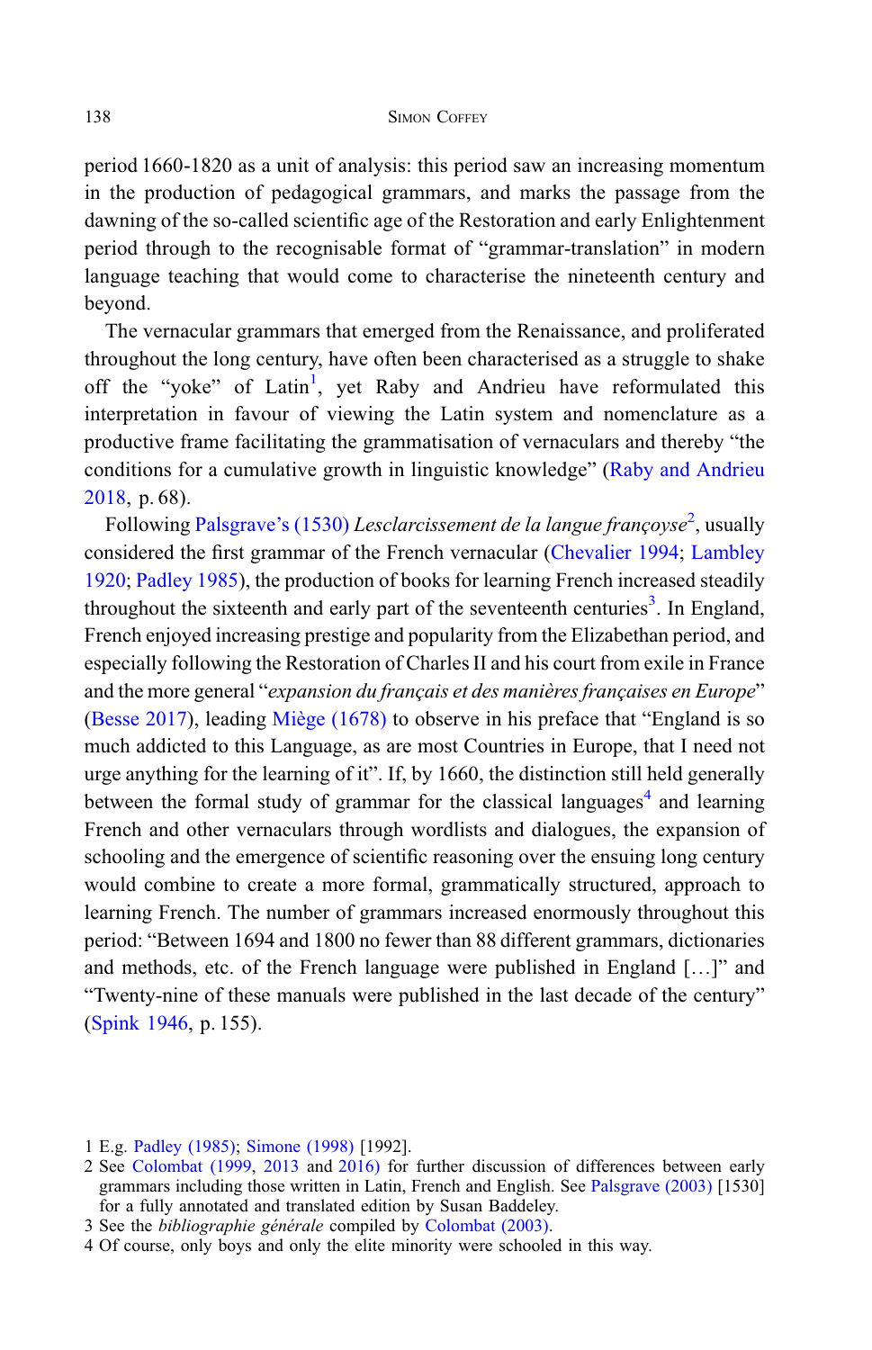period 1660-1820 as a unit of analysis: this period saw an increasing momentum in the production of pedagogical grammars, and marks the passage from the dawning of the so-called scientific age of the Restoration and early Enlightenment period through to the recognisable format of "grammar-translation" in modern language teaching that would come to characterise the nineteenth century and beyond.

The vernacular grammars that emerged from the Renaissance, and proliferated throughout the long century, have often been characterised as a struggle to shake off the "yoke" of Latin[1], yet Raby and Andrieu have reformulated this interpretation in favour of viewing the Latin system and nomenclature as a productive frame facilitating the grammatisation of vernaculars and thereby "the conditions for a cumulative growth in linguistic knowledge" (Raby and Andrieu 2018, p. 68).

Following Palsgrave's (1530) *Lesclarcissement de la langue françoyse*[2], usually considered the first grammar of the French vernacular (Chevalier 1994; Lambley 1920; Padley 1985), the production of books for learning French increased steadily throughout the sixteenth and early part of the seventeenth centuries[3]. In England, French enjoyed increasing prestige and popularity from the Elizabethan period, and especially following the Restoration of Charles II and his court from exile in France and the more general "*expansion du français et des manières françaises en Europe*" (Besse 2017), leading Miège (1678) to observe in his preface that "England is so much addicted to this Language, as are most Countries in Europe, that I need not urge anything for the learning of it". If, by 1660, the distinction still held generally between the formal study of grammar for the classical languages[4] and learning French and other vernaculars through wordlists and dialogues, the expansion of schooling and the emergence of scientific reasoning over the ensuing long century would combine to create a more formal, grammatically structured, approach to learning French. The number of grammars increased enormously throughout this period: "Between 1694 and 1800 no fewer than 88 different grammars, dictionaries and methods, etc. of the French language were published in England […]" and "Twenty-nine of these manuals were published in the last decade of the century" (Spink 1946, p. 155).

1 E.g. Padley (1985); Simone (1998) [1992].

2 See Colombat (1999, 2013 and 2016) for further discussion of differences between early grammars including those written in Latin, French and English. See Palsgrave (2003) [1530] for a fully annotated and translated edition by Susan Baddeley.

3 See the *bibliographie générale* compiled by Colombat (2003).

4 Of course, only boys and only the elite minority were schooled in this way.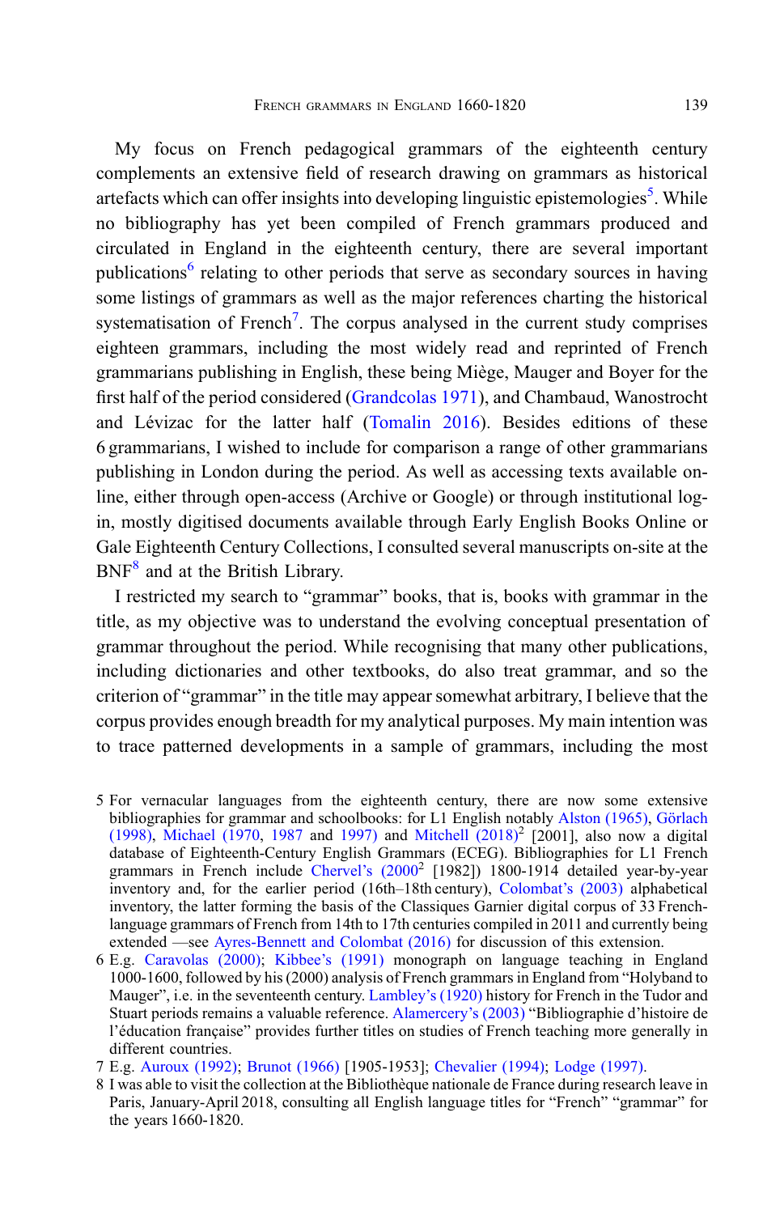My focus on French pedagogical grammars of the eighteenth century complements an extensive field of research drawing on grammars as historical artefacts which can offer insights into developing linguistic epistemologies[5]. While no bibliography has yet been compiled of French grammars produced and circulated in England in the eighteenth century, there are several important publications[6] relating to other periods that serve as secondary sources in having some listings of grammars as well as the major references charting the historical systematisation of French[7]. The corpus analysed in the current study comprises eighteen grammars, including the most widely read and reprinted of French grammarians publishing in English, these being Miège, Mauger and Boyer for the first half of the period considered (Grandcolas 1971), and Chambaud, Wanostrocht and Lévizac for the latter half (Tomalin 2016). Besides editions of these 6 grammarians, I wished to include for comparison a range of other grammarians publishing in London during the period. As well as accessing texts available on-line, either through open-access (Archive or Google) or through institutional log-in, mostly digitised documents available through Early English Books Online or Gale Eighteenth Century Collections, I consulted several manuscripts on-site at the BNF[8] and at the British Library.

I restricted my search to "grammar" books, that is, books with grammar in the title, as my objective was to understand the evolving conceptual presentation of grammar throughout the period. While recognising that many other publications, including dictionaries and other textbooks, do also treat grammar, and so the criterion of "grammar" in the title may appear somewhat arbitrary, I believe that the corpus provides enough breadth for my analytical purposes. My main intention was to trace patterned developments in a sample of grammars, including the most

5 For vernacular languages from the eighteenth century, there are now some extensive bibliographies for grammar and schoolbooks: for L1 English notably Alston (1965), Görlach (1998), Michael (1970, 1987 and 1997) and Mitchell (2018)[2] [2001], also now a digital database of Eighteenth-Century English Grammars (ECEG). Bibliographies for L1 French grammars in French include Chervel's (2000[2] [1982]) 1800-1914 detailed year-by-year inventory and, for the earlier period (16th–18th century), Colombat's (2003) alphabetical inventory, the latter forming the basis of the Classiques Garnier digital corpus of 33 French-language grammars of French from 14th to 17th centuries compiled in 2011 and currently being extended —see Ayres-Bennett and Colombat (2016) for discussion of this extension.

6 E.g. Caravolas (2000); Kibbee's (1991) monograph on language teaching in England 1000-1600, followed by his (2000) analysis of French grammars in England from "Holyband to Mauger", i.e. in the seventeenth century. Lambley's (1920) history for French in the Tudor and Stuart periods remains a valuable reference. Alamercery's (2003) "Bibliographie d'histoire de l'éducation française" provides further titles on studies of French teaching more generally in different countries.

7 E.g. Auroux (1992); Brunot (1966) [1905-1953]; Chevalier (1994); Lodge (1997).

8 I was able to visit the collection at the Bibliothèque nationale de France during research leave in Paris, January-April 2018, consulting all English language titles for "French" "grammar" for the years 1660-1820.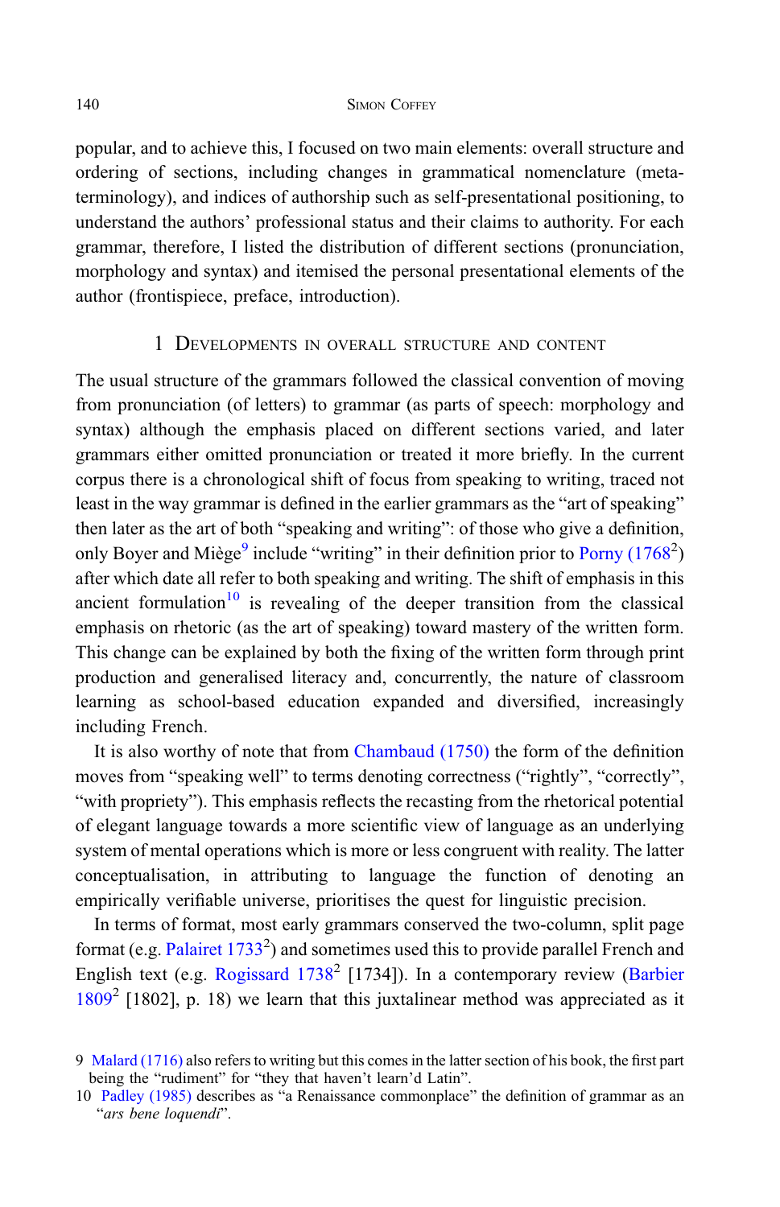popular, and to achieve this, I focused on two main elements: overall structure and ordering of sections, including changes in grammatical nomenclature (meta-terminology), and indices of authorship such as self-presentational positioning, to understand the authors' professional status and their claims to authority. For each grammar, therefore, I listed the distribution of different sections (pronunciation, morphology and syntax) and itemised the personal presentational elements of the author (frontispiece, preface, introduction).

## 1 Developments in overall structure and content

The usual structure of the grammars followed the classical convention of moving from pronunciation (of letters) to grammar (as parts of speech: morphology and syntax) although the emphasis placed on different sections varied, and later grammars either omitted pronunciation or treated it more briefly. In the current corpus there is a chronological shift of focus from speaking to writing, traced not least in the way grammar is defined in the earlier grammars as the "art of speaking" then later as the art of both "speaking and writing": of those who give a definition, only Boyer and Miège[9] include "writing" in their definition prior to Porny (1768[2]) after which date all refer to both speaking and writing. The shift of emphasis in this ancient formulation[10] is revealing of the deeper transition from the classical emphasis on rhetoric (as the art of speaking) toward mastery of the written form. This change can be explained by both the fixing of the written form through print production and generalised literacy and, concurrently, the nature of classroom learning as school-based education expanded and diversified, increasingly including French.

It is also worthy of note that from Chambaud (1750) the form of the definition moves from "speaking well" to terms denoting correctness ("rightly", "correctly", "with propriety"). This emphasis reflects the recasting from the rhetorical potential of elegant language towards a more scientific view of language as an underlying system of mental operations which is more or less congruent with reality. The latter conceptualisation, in attributing to language the function of denoting an empirically verifiable universe, prioritises the quest for linguistic precision.

In terms of format, most early grammars conserved the two-column, split page format (e.g. Palairet 1733[2]) and sometimes used this to provide parallel French and English text (e.g. Rogissard 1738[2] [1734]). In a contemporary review (Barbier 1809[2] [1802], p. 18) we learn that this juxtalinear method was appreciated as it

9 Malard (1716) also refers to writing but this comes in the latter section of his book, the first part being the "rudiment" for "they that haven't learn'd Latin".

10 Padley (1985) describes as "a Renaissance commonplace" the definition of grammar as an "*ars bene loquendi*".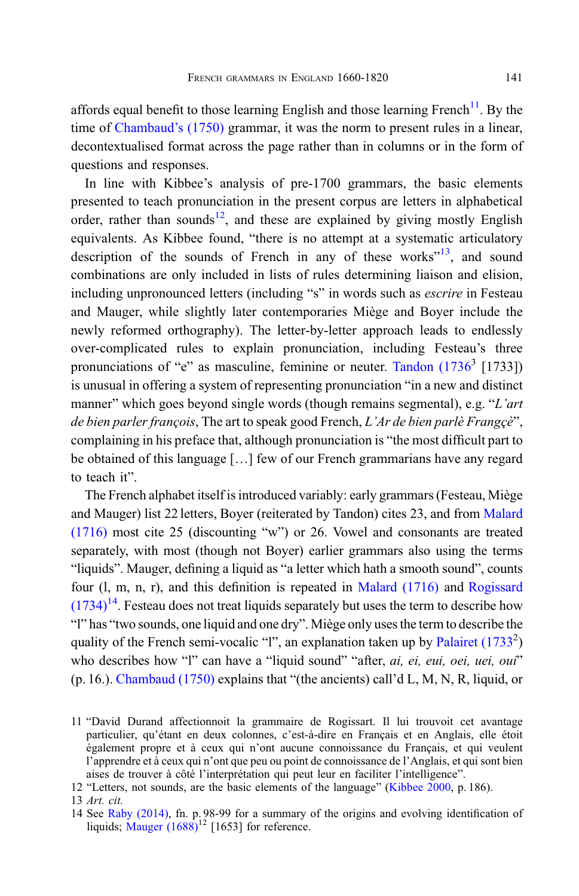affords equal benefit to those learning English and those learning French[11]. By the time of Chambaud's (1750) grammar, it was the norm to present rules in a linear, decontextualised format across the page rather than in columns or in the form of questions and responses.

In line with Kibbee's analysis of pre-1700 grammars, the basic elements presented to teach pronunciation in the present corpus are letters in alphabetical order, rather than sounds[12], and these are explained by giving mostly English equivalents. As Kibbee found, "there is no attempt at a systematic articulatory description of the sounds of French in any of these works"[13], and sound combinations are only included in lists of rules determining liaison and elision, including unpronounced letters (including "s" in words such as *escrire* in Festeau and Mauger, while slightly later contemporaries Miège and Boyer include the newly reformed orthography). The letter-by-letter approach leads to endlessly over-complicated rules to explain pronunciation, including Festeau's three pronunciations of "e" as masculine, feminine or neuter. Tandon (1736[3] [1733]) is unusual in offering a system of representing pronunciation "in a new and distinct manner" which goes beyond single words (though remains segmental), e.g. "*L'art de bien parler françois*, The art to speak good French, *L'Ar de bien parlè Frangçè*", complaining in his preface that, although pronunciation is "the most difficult part to be obtained of this language […] few of our French grammarians have any regard to teach it".

The French alphabet itself is introduced variably: early grammars (Festeau, Miège and Mauger) list 22 letters, Boyer (reiterated by Tandon) cites 23, and from Malard (1716) most cite 25 (discounting "w") or 26. Vowel and consonants are treated separately, with most (though not Boyer) earlier grammars also using the terms "liquids". Mauger, defining a liquid as "a letter which hath a smooth sound", counts four (l, m, n, r), and this definition is repeated in Malard (1716) and Rogissard (1734)[14]. Festeau does not treat liquids separately but uses the term to describe how "l" has "two sounds, one liquid and one dry". Miège only uses the term to describe the quality of the French semi-vocalic "l", an explanation taken up by Palairet (1733[2]) who describes how "l" can have a "liquid sound" "after, *ai, ei, eui, oei, uei, oui*" (p. 16.). Chambaud (1750) explains that "(the ancients) call'd L, M, N, R, liquid, or

11 "David Durand affectionnoit la grammaire de Rogissart. Il lui trouvoit cet avantage particulier, qu'étant en deux colonnes, c'est-à-dire en Français et en Anglais, elle étoit également propre et à ceux qui n'ont aucune connoissance du Français, et qui veulent l'apprendre et à ceux qui n'ont que peu ou point de connoissance de l'Anglais, et qui sont bien aises de trouver à côté l'interprétation qui peut leur en faciliter l'intelligence".

12 "Letters, not sounds, are the basic elements of the language" (Kibbee 2000, p. 186).

13 *Art. cit.*

14 See Raby (2014), fn. p. 98-99 for a summary of the origins and evolving identification of liquids; Mauger (1688)[12] [1653] for reference.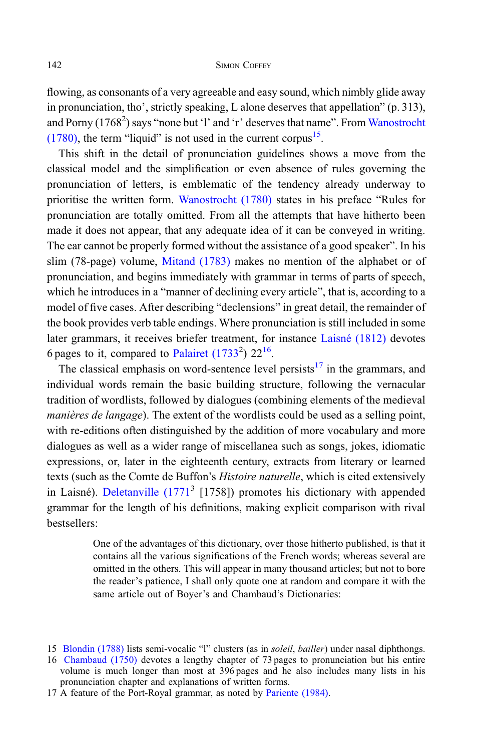flowing, as consonants of a very agreeable and easy sound, which nimbly glide away in pronunciation, tho', strictly speaking, L alone deserves that appellation" (p. 313), and Porny (1768[2]) says "none but 'l' and 'r' deserves that name". From Wanostrocht (1780), the term "liquid" is not used in the current corpus[15].

This shift in the detail of pronunciation guidelines shows a move from the classical model and the simplification or even absence of rules governing the pronunciation of letters, is emblematic of the tendency already underway to prioritise the written form. Wanostrocht (1780) states in his preface "Rules for pronunciation are totally omitted. From all the attempts that have hitherto been made it does not appear, that any adequate idea of it can be conveyed in writing. The ear cannot be properly formed without the assistance of a good speaker". In his slim (78-page) volume, Mitand (1783) makes no mention of the alphabet or of pronunciation, and begins immediately with grammar in terms of parts of speech, which he introduces in a "manner of declining every article", that is, according to a model of five cases. After describing "declensions" in great detail, the remainder of the book provides verb table endings. Where pronunciation is still included in some later grammars, it receives briefer treatment, for instance Laisné (1812) devotes 6 pages to it, compared to Palairet (1733[2]) 22[16].

The classical emphasis on word-sentence level persists[17] in the grammars, and individual words remain the basic building structure, following the vernacular tradition of wordlists, followed by dialogues (combining elements of the medieval *manières de langage*). The extent of the wordlists could be used as a selling point, with re-editions often distinguished by the addition of more vocabulary and more dialogues as well as a wider range of miscellanea such as songs, jokes, idiomatic expressions, or, later in the eighteenth century, extracts from literary or learned texts (such as the Comte de Buffon's *Histoire naturelle*, which is cited extensively in Laisné). Deletanville (1771[3] [1758]) promotes his dictionary with appended grammar for the length of his definitions, making explicit comparison with rival bestsellers:

> One of the advantages of this dictionary, over those hitherto published, is that it contains all the various significations of the French words; whereas several are omitted in the others. This will appear in many thousand articles; but not to bore the reader's patience, I shall only quote one at random and compare it with the same article out of Boyer's and Chambaud's Dictionaries:

15 Blondin (1788) lists semi-vocalic "l" clusters (as in *soleil*, *bailler*) under nasal diphthongs.

16 Chambaud (1750) devotes a lengthy chapter of 73 pages to pronunciation but his entire volume is much longer than most at 396 pages and he also includes many lists in his pronunciation chapter and explanations of written forms.

17 A feature of the Port-Royal grammar, as noted by Pariente (1984).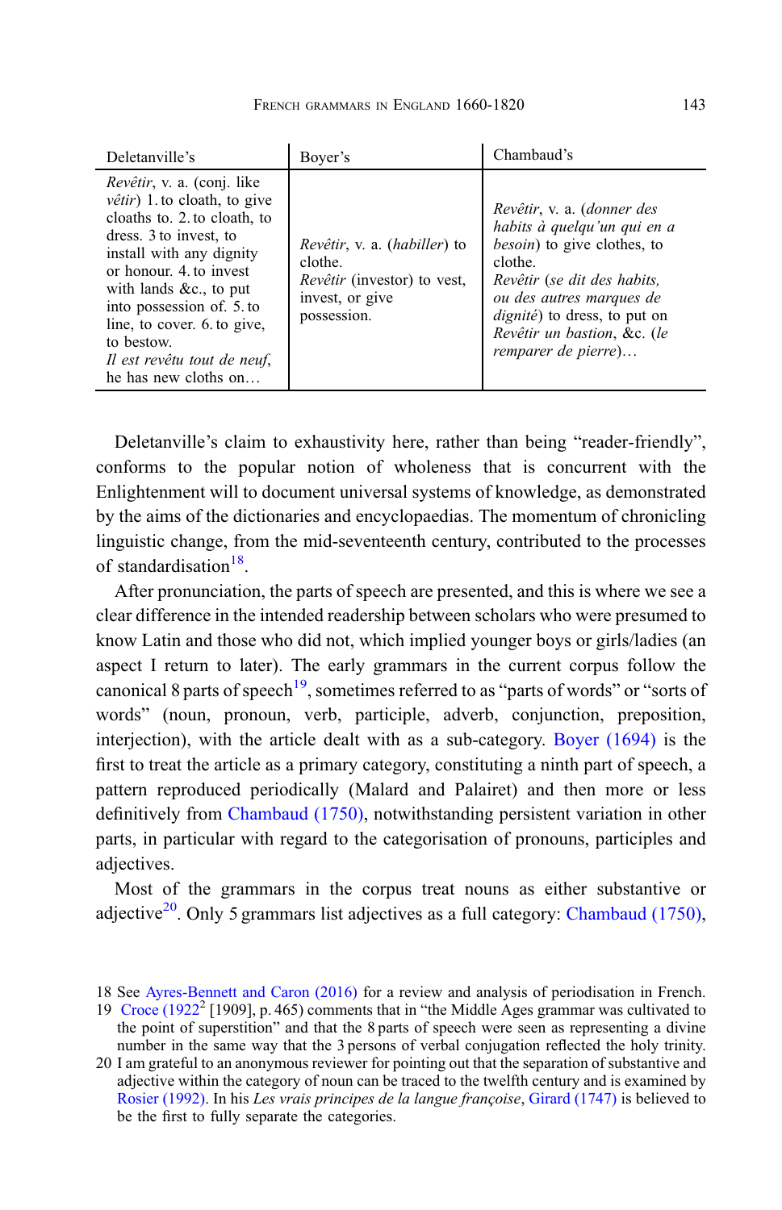| Deletanville's | Boyer's | Chambaud's |
|---|---|---|
| *Revêtir*, v. a. (conj. like *vêtir*) 1. to cloath, to give cloaths to. 2. to cloath, to dress. 3 to invest, to install with any dignity or honour. 4. to invest with lands &c., to put into possession of. 5. to line, to cover. 6. to give, to bestow. *Il est revêtu tout de neuf*, he has new cloths on… | *Revêtir*, v. a. (*habiller*) to clothe. *Revêtir* (investor) to vest, invest, or give possession. | *Revêtir*, v. a. (*donner des habits à quelqu'un qui en a besoin*) to give clothes, to clothe. *Revêtir* (*se dit des habits, ou des autres marques de dignité*) to dress, to put on *Revêtir un bastion*, &c. (*le remparer de pierre*)… |

Deletanville's claim to exhaustivity here, rather than being "reader-friendly", conforms to the popular notion of wholeness that is concurrent with the Enlightenment will to document universal systems of knowledge, as demonstrated by the aims of the dictionaries and encyclopaedias. The momentum of chronicling linguistic change, from the mid-seventeenth century, contributed to the processes of standardisation[18].

After pronunciation, the parts of speech are presented, and this is where we see a clear difference in the intended readership between scholars who were presumed to know Latin and those who did not, which implied younger boys or girls/ladies (an aspect I return to later). The early grammars in the current corpus follow the canonical 8 parts of speech[19], sometimes referred to as "parts of words" or "sorts of words" (noun, pronoun, verb, participle, adverb, conjunction, preposition, interjection), with the article dealt with as a sub-category. Boyer (1694) is the first to treat the article as a primary category, constituting a ninth part of speech, a pattern reproduced periodically (Malard and Palairet) and then more or less definitively from Chambaud (1750), notwithstanding persistent variation in other parts, in particular with regard to the categorisation of pronouns, participles and adjectives.

Most of the grammars in the corpus treat nouns as either substantive or adjective[20]. Only 5 grammars list adjectives as a full category: Chambaud (1750),

18 See Ayres-Bennett and Caron (2016) for a review and analysis of periodisation in French.

19 Croce (1922² [1909], p. 465) comments that in "the Middle Ages grammar was cultivated to the point of superstition" and that the 8 parts of speech were seen as representing a divine number in the same way that the 3 persons of verbal conjugation reflected the holy trinity.

20 I am grateful to an anonymous reviewer for pointing out that the separation of substantive and adjective within the category of noun can be traced to the twelfth century and is examined by Rosier (1992). In his *Les vrais principes de la langue françoise*, Girard (1747) is believed to be the first to fully separate the categories.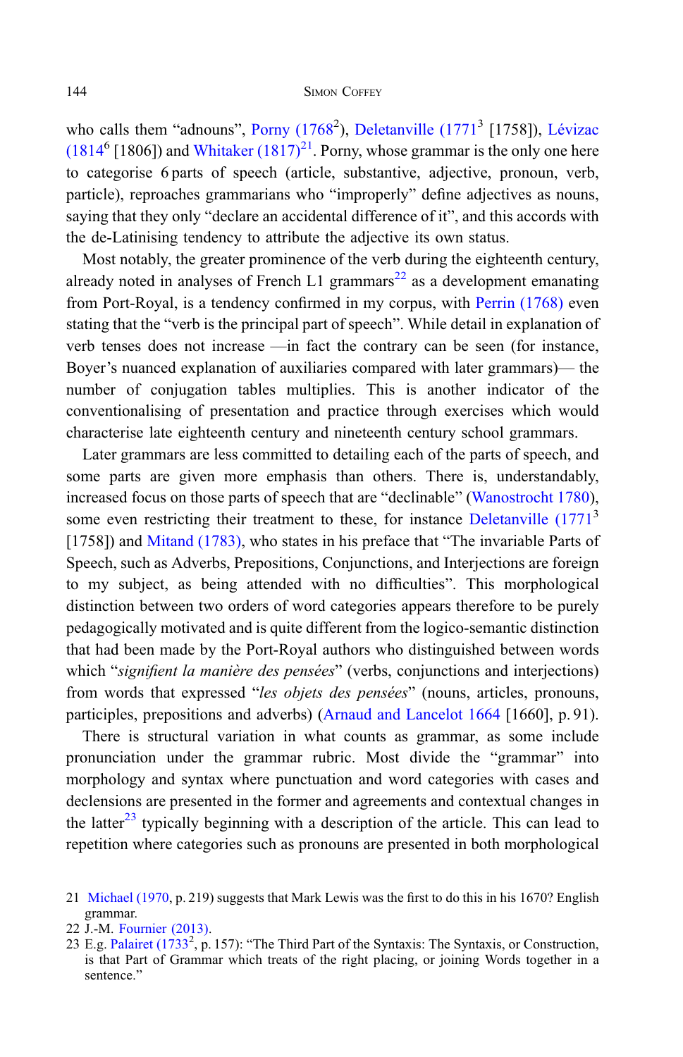who calls them "adnouns", Porny (1768²), Deletanville (1771³ [1758]), Lévizac (1814⁶ [1806]) and Whitaker (1817)[21]. Porny, whose grammar is the only one here to categorise 6 parts of speech (article, substantive, adjective, pronoun, verb, particle), reproaches grammarians who "improperly" define adjectives as nouns, saying that they only "declare an accidental difference of it", and this accords with the de-Latinising tendency to attribute the adjective its own status.

Most notably, the greater prominence of the verb during the eighteenth century, already noted in analyses of French L1 grammars[22] as a development emanating from Port-Royal, is a tendency confirmed in my corpus, with Perrin (1768) even stating that the "verb is the principal part of speech". While detail in explanation of verb tenses does not increase —in fact the contrary can be seen (for instance, Boyer's nuanced explanation of auxiliaries compared with later grammars)— the number of conjugation tables multiplies. This is another indicator of the conventionalising of presentation and practice through exercises which would characterise late eighteenth century and nineteenth century school grammars.

Later grammars are less committed to detailing each of the parts of speech, and some parts are given more emphasis than others. There is, understandably, increased focus on those parts of speech that are "declinable" (Wanostrocht 1780), some even restricting their treatment to these, for instance Deletanville (1771³ [1758]) and Mitand (1783), who states in his preface that "The invariable Parts of Speech, such as Adverbs, Prepositions, Conjunctions, and Interjections are foreign to my subject, as being attended with no difficulties". This morphological distinction between two orders of word categories appears therefore to be purely pedagogically motivated and is quite different from the logico-semantic distinction that had been made by the Port-Royal authors who distinguished between words which "*signifient la manière des pensées*" (verbs, conjunctions and interjections) from words that expressed "*les objets des pensées*" (nouns, articles, pronouns, participles, prepositions and adverbs) (Arnaud and Lancelot 1664 [1660], p. 91).

There is structural variation in what counts as grammar, as some include pronunciation under the grammar rubric. Most divide the "grammar" into morphology and syntax where punctuation and word categories with cases and declensions are presented in the former and agreements and contextual changes in the latter[23] typically beginning with a description of the article. This can lead to repetition where categories such as pronouns are presented in both morphological

---

21 Michael (1970, p. 219) suggests that Mark Lewis was the first to do this in his 1670? English grammar.

22 J.-M. Fournier (2013).

23 E.g. Palairet (1733², p. 157): "The Third Part of the Syntaxis: The Syntaxis, or Construction, is that Part of Grammar which treats of the right placing, or joining Words together in a sentence."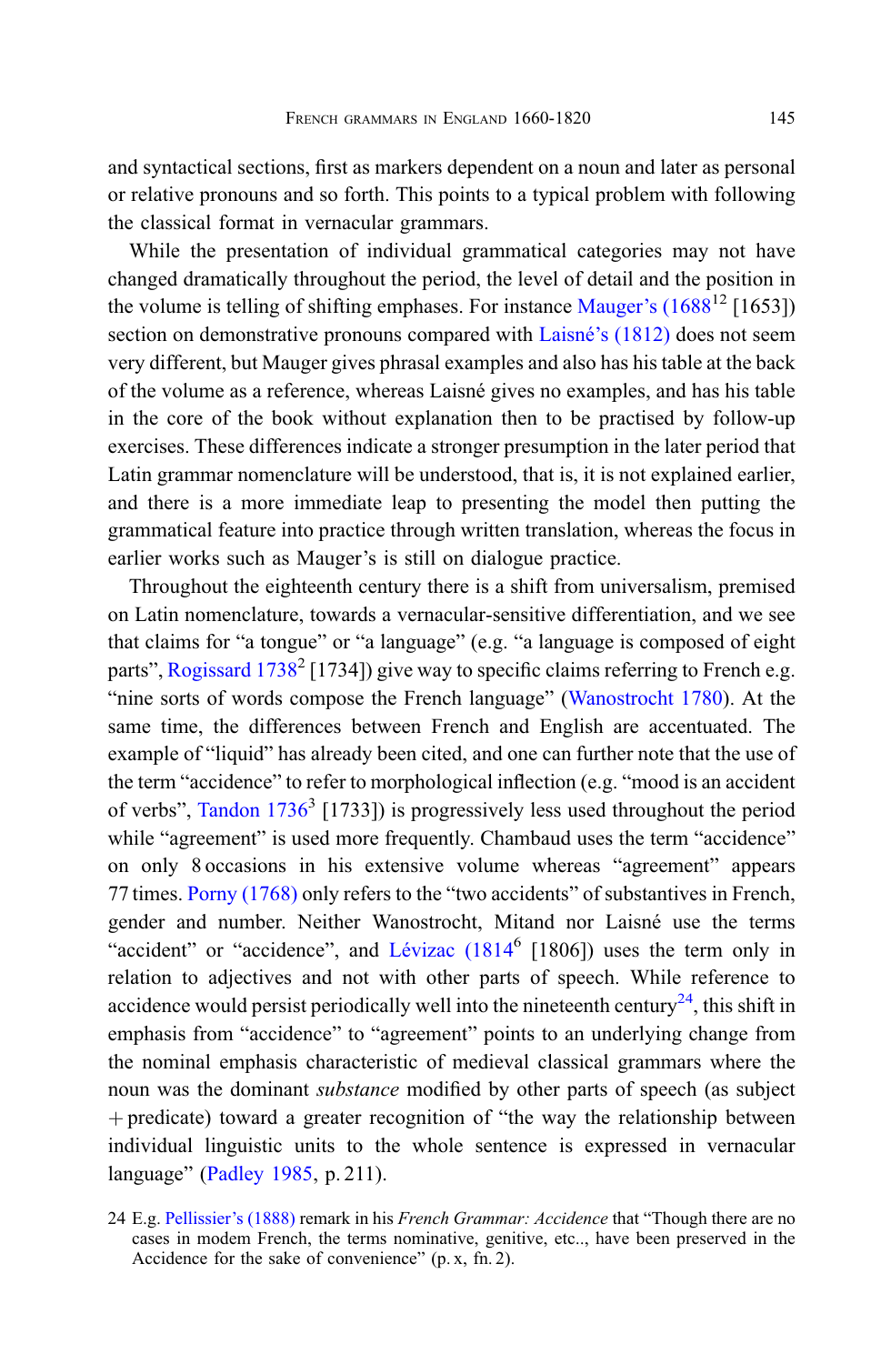and syntactical sections, first as markers dependent on a noun and later as personal or relative pronouns and so forth. This points to a typical problem with following the classical format in vernacular grammars.

While the presentation of individual grammatical categories may not have changed dramatically throughout the period, the level of detail and the position in the volume is telling of shifting emphases. For instance Mauger's (1688[12] [1653]) section on demonstrative pronouns compared with Laisné's (1812) does not seem very different, but Mauger gives phrasal examples and also has his table at the back of the volume as a reference, whereas Laisné gives no examples, and has his table in the core of the book without explanation then to be practised by follow-up exercises. These differences indicate a stronger presumption in the later period that Latin grammar nomenclature will be understood, that is, it is not explained earlier, and there is a more immediate leap to presenting the model then putting the grammatical feature into practice through written translation, whereas the focus in earlier works such as Mauger's is still on dialogue practice.

Throughout the eighteenth century there is a shift from universalism, premised on Latin nomenclature, towards a vernacular-sensitive differentiation, and we see that claims for "a tongue" or "a language" (e.g. "a language is composed of eight parts", Rogissard 1738[2] [1734]) give way to specific claims referring to French e.g. "nine sorts of words compose the French language" (Wanostrocht 1780). At the same time, the differences between French and English are accentuated. The example of "liquid" has already been cited, and one can further note that the use of the term "accidence" to refer to morphological inflection (e.g. "mood is an accident of verbs", Tandon 1736[3] [1733]) is progressively less used throughout the period while "agreement" is used more frequently. Chambaud uses the term "accidence" on only 8 occasions in his extensive volume whereas "agreement" appears 77 times. Porny (1768) only refers to the "two accidents" of substantives in French, gender and number. Neither Wanostrocht, Mitand nor Laisné use the terms "accident" or "accidence", and Lévizac (1814[6] [1806]) uses the term only in relation to adjectives and not with other parts of speech. While reference to accidence would persist periodically well into the nineteenth century[24], this shift in emphasis from "accidence" to "agreement" points to an underlying change from the nominal emphasis characteristic of medieval classical grammars where the noun was the dominant *substance* modified by other parts of speech (as subject + predicate) toward a greater recognition of "the way the relationship between individual linguistic units to the whole sentence is expressed in vernacular language" (Padley 1985, p. 211).

24 E.g. Pellissier's (1888) remark in his *French Grammar: Accidence* that "Though there are no cases in modern French, the terms nominative, genitive, etc.., have been preserved in the Accidence for the sake of convenience" (p. x, fn. 2).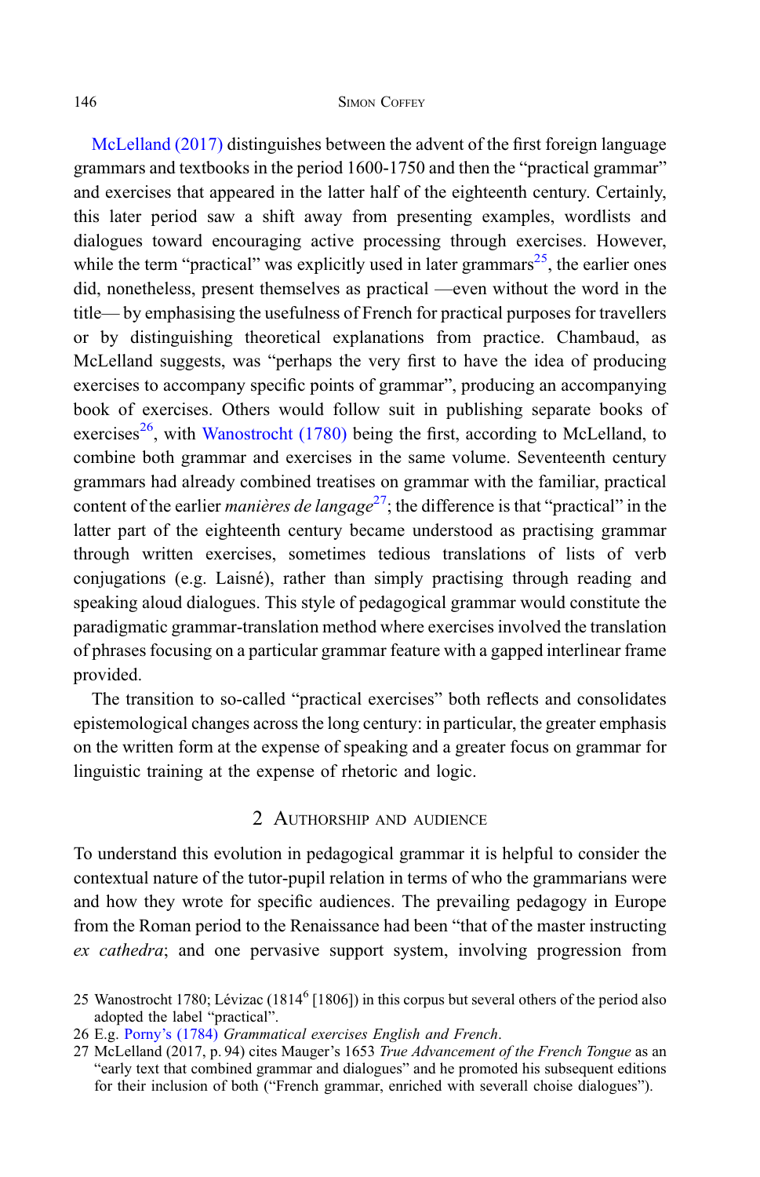McLelland (2017) distinguishes between the advent of the first foreign language grammars and textbooks in the period 1600-1750 and then the "practical grammar" and exercises that appeared in the latter half of the eighteenth century. Certainly, this later period saw a shift away from presenting examples, wordlists and dialogues toward encouraging active processing through exercises. However, while the term "practical" was explicitly used in later grammars[25], the earlier ones did, nonetheless, present themselves as practical —even without the word in the title— by emphasising the usefulness of French for practical purposes for travellers or by distinguishing theoretical explanations from practice. Chambaud, as McLelland suggests, was "perhaps the very first to have the idea of producing exercises to accompany specific points of grammar", producing an accompanying book of exercises. Others would follow suit in publishing separate books of exercises[26], with Wanostrocht (1780) being the first, according to McLelland, to combine both grammar and exercises in the same volume. Seventeenth century grammars had already combined treatises on grammar with the familiar, practical content of the earlier *manières de langage*[27]; the difference is that "practical" in the latter part of the eighteenth century became understood as practising grammar through written exercises, sometimes tedious translations of lists of verb conjugations (e.g. Laisné), rather than simply practising through reading and speaking aloud dialogues. This style of pedagogical grammar would constitute the paradigmatic grammar-translation method where exercises involved the translation of phrases focusing on a particular grammar feature with a gapped interlinear frame provided.

The transition to so-called "practical exercises" both reflects and consolidates epistemological changes across the long century: in particular, the greater emphasis on the written form at the expense of speaking and a greater focus on grammar for linguistic training at the expense of rhetoric and logic.

## 2 Authorship and audience

To understand this evolution in pedagogical grammar it is helpful to consider the contextual nature of the tutor-pupil relation in terms of who the grammarians were and how they wrote for specific audiences. The prevailing pedagogy in Europe from the Roman period to the Renaissance had been "that of the master instructing *ex cathedra*; and one pervasive support system, involving progression from

25 Wanostrocht 1780; Lévizac (1814[6] [1806]) in this corpus but several others of the period also adopted the label "practical".

26 E.g. Porny's (1784) *Grammatical exercises English and French*.

27 McLelland (2017, p. 94) cites Mauger's 1653 *True Advancement of the French Tongue* as an "early text that combined grammar and dialogues" and he promoted his subsequent editions for their inclusion of both ("French grammar, enriched with severall choise dialogues").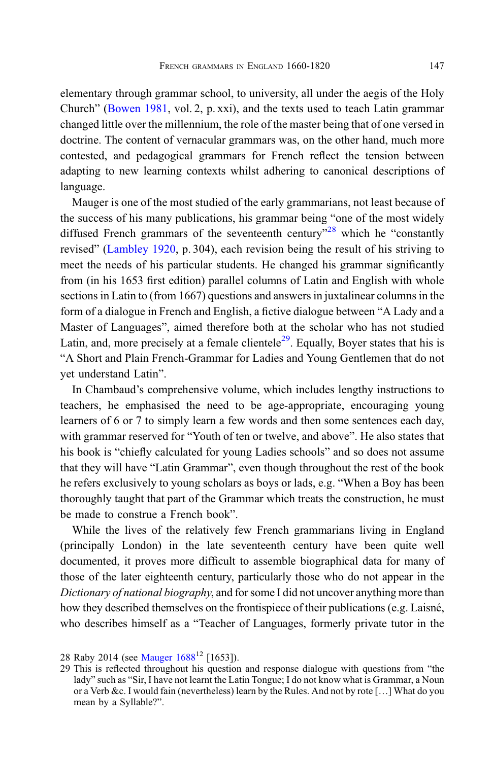elementary through grammar school, to university, all under the aegis of the Holy Church" (Bowen 1981, vol. 2, p. xxi), and the texts used to teach Latin grammar changed little over the millennium, the role of the master being that of one versed in doctrine. The content of vernacular grammars was, on the other hand, much more contested, and pedagogical grammars for French reflect the tension between adapting to new learning contexts whilst adhering to canonical descriptions of language.

Mauger is one of the most studied of the early grammarians, not least because of the success of his many publications, his grammar being "one of the most widely diffused French grammars of the seventeenth century"[28] which he "constantly revised" (Lambley 1920, p. 304), each revision being the result of his striving to meet the needs of his particular students. He changed his grammar significantly from (in his 1653 first edition) parallel columns of Latin and English with whole sections in Latin to (from 1667) questions and answers in juxtalinear columns in the form of a dialogue in French and English, a fictive dialogue between "A Lady and a Master of Languages", aimed therefore both at the scholar who has not studied Latin, and, more precisely at a female clientele[29]. Equally, Boyer states that his is "A Short and Plain French-Grammar for Ladies and Young Gentlemen that do not yet understand Latin".

In Chambaud's comprehensive volume, which includes lengthy instructions to teachers, he emphasised the need to be age-appropriate, encouraging young learners of 6 or 7 to simply learn a few words and then some sentences each day, with grammar reserved for "Youth of ten or twelve, and above". He also states that his book is "chiefly calculated for young Ladies schools" and so does not assume that they will have "Latin Grammar", even though throughout the rest of the book he refers exclusively to young scholars as boys or lads, e.g. "When a Boy has been thoroughly taught that part of the Grammar which treats the construction, he must be made to construe a French book".

While the lives of the relatively few French grammarians living in England (principally London) in the late seventeenth century have been quite well documented, it proves more difficult to assemble biographical data for many of those of the later eighteenth century, particularly those who do not appear in the *Dictionary of national biography*, and for some I did not uncover anything more than how they described themselves on the frontispiece of their publications (e.g. Laisné, who describes himself as a "Teacher of Languages, formerly private tutor in the

---

28 Raby 2014 (see Mauger 1688[12] [1653]).

29 This is reflected throughout his question and response dialogue with questions from "the lady" such as "Sir, I have not learnt the Latin Tongue; I do not know what is Grammar, a Noun or a Verb &c. I would fain (nevertheless) learn by the Rules. And not by rote […] What do you mean by a Syllable?".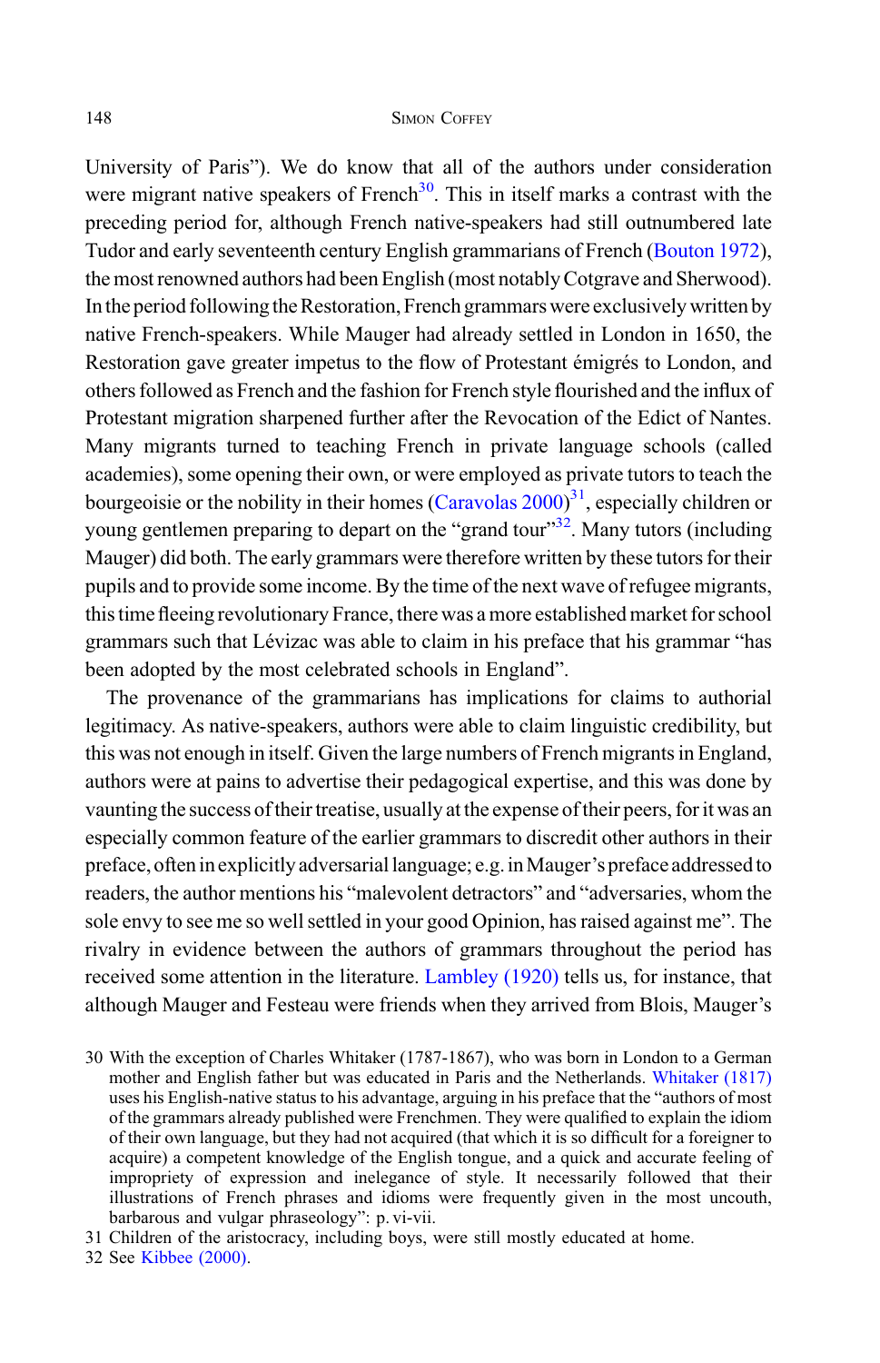University of Paris"). We do know that all of the authors under consideration were migrant native speakers of French[30]. This in itself marks a contrast with the preceding period for, although French native-speakers had still outnumbered late Tudor and early seventeenth century English grammarians of French (Bouton 1972), the most renowned authors had been English (most notably Cotgrave and Sherwood). In the period following the Restoration, French grammars were exclusively written by native French-speakers. While Mauger had already settled in London in 1650, the Restoration gave greater impetus to the flow of Protestant émigrés to London, and others followed as French and the fashion for French style flourished and the influx of Protestant migration sharpened further after the Revocation of the Edict of Nantes. Many migrants turned to teaching French in private language schools (called academies), some opening their own, or were employed as private tutors to teach the bourgeoisie or the nobility in their homes (Caravolas 2000)[31], especially children or young gentlemen preparing to depart on the "grand tour"[32]. Many tutors (including Mauger) did both. The early grammars were therefore written by these tutors for their pupils and to provide some income. By the time of the next wave of refugee migrants, this time fleeing revolutionary France, there was a more established market for school grammars such that Lévizac was able to claim in his preface that his grammar "has been adopted by the most celebrated schools in England".

The provenance of the grammarians has implications for claims to authorial legitimacy. As native-speakers, authors were able to claim linguistic credibility, but this was not enough in itself. Given the large numbers of French migrants in England, authors were at pains to advertise their pedagogical expertise, and this was done by vaunting the success of their treatise, usually at the expense of their peers, for it was an especially common feature of the earlier grammars to discredit other authors in their preface, often in explicitly adversarial language; e.g. in Mauger's preface addressed to readers, the author mentions his "malevolent detractors" and "adversaries, whom the sole envy to see me so well settled in your good Opinion, has raised against me". The rivalry in evidence between the authors of grammars throughout the period has received some attention in the literature. Lambley (1920) tells us, for instance, that although Mauger and Festeau were friends when they arrived from Blois, Mauger's

30 With the exception of Charles Whitaker (1787-1867), who was born in London to a German mother and English father but was educated in Paris and the Netherlands. Whitaker (1817) uses his English-native status to his advantage, arguing in his preface that the "authors of most of the grammars already published were Frenchmen. They were qualified to explain the idiom of their own language, but they had not acquired (that which it is so difficult for a foreigner to acquire) a competent knowledge of the English tongue, and a quick and accurate feeling of impropriety of expression and inelegance of style. It necessarily followed that their illustrations of French phrases and idioms were frequently given in the most uncouth, barbarous and vulgar phraseology": p. vi-vii.

31 Children of the aristocracy, including boys, were still mostly educated at home.

32 See Kibbee (2000).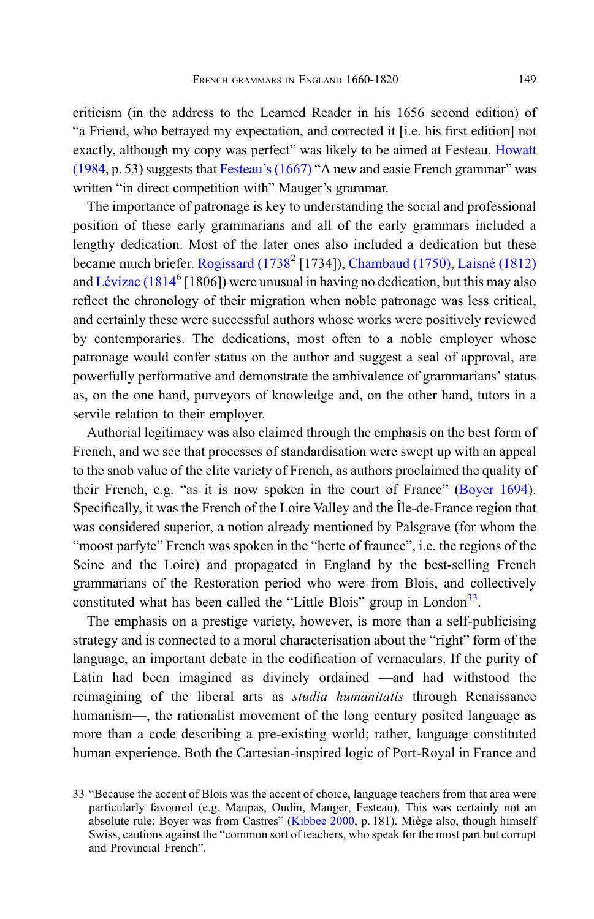criticism (in the address to the Learned Reader in his 1656 second edition) of "a Friend, who betrayed my expectation, and corrected it [i.e. his first edition] not exactly, although my copy was perfect" was likely to be aimed at Festeau. Howatt (1984, p. 53) suggests that Festeau's (1667) "A new and easie French grammar" was written "in direct competition with" Mauger's grammar.

The importance of patronage is key to understanding the social and professional position of these early grammarians and all of the early grammars included a lengthy dedication. Most of the later ones also included a dedication but these became much briefer. Rogissard (1738[2] [1734]), Chambaud (1750), Laisné (1812) and Lévizac (1814[6] [1806]) were unusual in having no dedication, but this may also reflect the chronology of their migration when noble patronage was less critical, and certainly these were successful authors whose works were positively reviewed by contemporaries. The dedications, most often to a noble employer whose patronage would confer status on the author and suggest a seal of approval, are powerfully performative and demonstrate the ambivalence of grammarians' status as, on the one hand, purveyors of knowledge and, on the other hand, tutors in a servile relation to their employer.

Authorial legitimacy was also claimed through the emphasis on the best form of French, and we see that processes of standardisation were swept up with an appeal to the snob value of the elite variety of French, as authors proclaimed the quality of their French, e.g. "as it is now spoken in the court of France" (Boyer 1694). Specifically, it was the French of the Loire Valley and the Île-de-France region that was considered superior, a notion already mentioned by Palsgrave (for whom the "moost parfyte" French was spoken in the "herte of fraunce", i.e. the regions of the Seine and the Loire) and propagated in England by the best-selling French grammarians of the Restoration period who were from Blois, and collectively constituted what has been called the "Little Blois" group in London[33].

The emphasis on a prestige variety, however, is more than a self-publicising strategy and is connected to a moral characterisation about the "right" form of the language, an important debate in the codification of vernaculars. If the purity of Latin had been imagined as divinely ordained —and had withstood the reimagining of the liberal arts as *studia humanitatis* through Renaissance humanism—, the rationalist movement of the long century posited language as more than a code describing a pre-existing world; rather, language constituted human experience. Both the Cartesian-inspired logic of Port-Royal in France and

33 "Because the accent of Blois was the accent of choice, language teachers from that area were particularly favoured (e.g. Maupas, Oudin, Mauger, Festeau). This was certainly not an absolute rule: Boyer was from Castres" (Kibbee 2000, p. 181). Miège also, though himself Swiss, cautions against the "common sort of teachers, who speak for the most part but corrupt and Provincial French".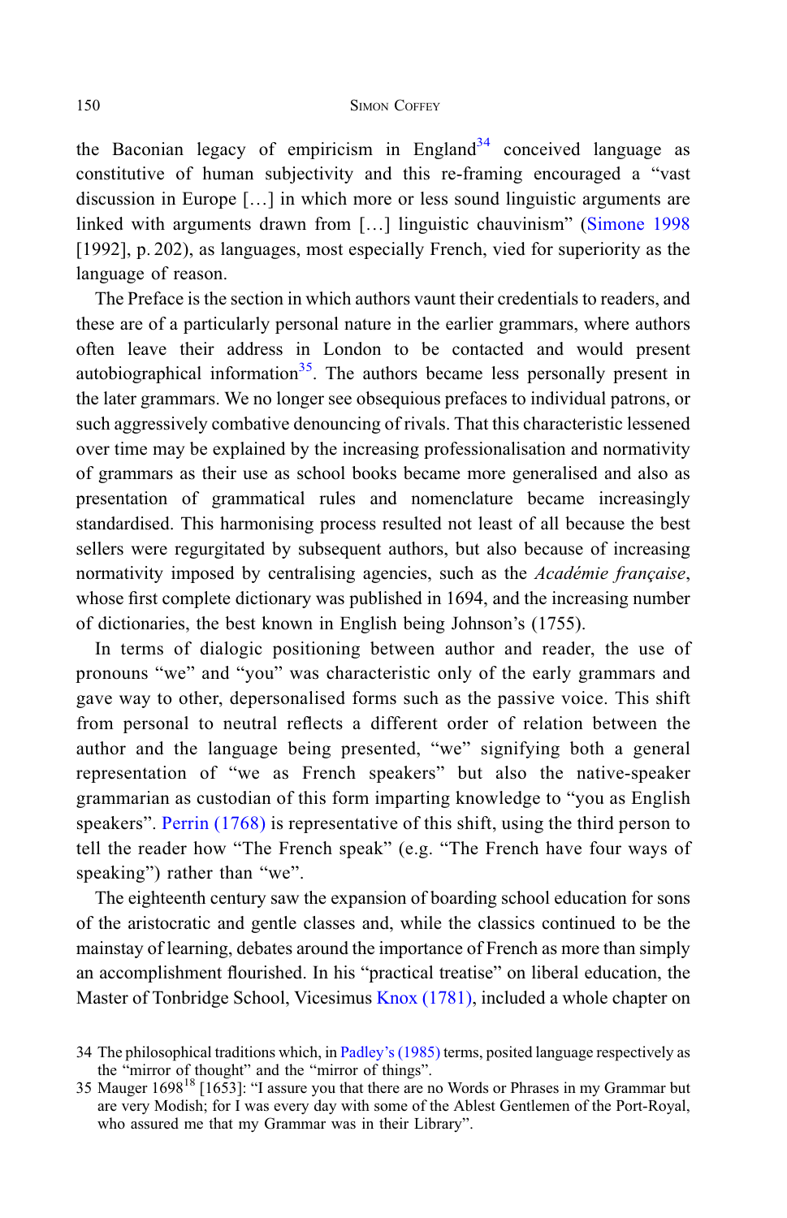the Baconian legacy of empiricism in England[34] conceived language as constitutive of human subjectivity and this re-framing encouraged a "vast discussion in Europe […] in which more or less sound linguistic arguments are linked with arguments drawn from […] linguistic chauvinism" (Simone 1998 [1992], p. 202), as languages, most especially French, vied for superiority as the language of reason.

The Preface is the section in which authors vaunt their credentials to readers, and these are of a particularly personal nature in the earlier grammars, where authors often leave their address in London to be contacted and would present autobiographical information[35]. The authors became less personally present in the later grammars. We no longer see obsequious prefaces to individual patrons, or such aggressively combative denouncing of rivals. That this characteristic lessened over time may be explained by the increasing professionalisation and normativity of grammars as their use as school books became more generalised and also as presentation of grammatical rules and nomenclature became increasingly standardised. This harmonising process resulted not least of all because the best sellers were regurgitated by subsequent authors, but also because of increasing normativity imposed by centralising agencies, such as the *Académie française*, whose first complete dictionary was published in 1694, and the increasing number of dictionaries, the best known in English being Johnson's (1755).

In terms of dialogic positioning between author and reader, the use of pronouns "we" and "you" was characteristic only of the early grammars and gave way to other, depersonalised forms such as the passive voice. This shift from personal to neutral reflects a different order of relation between the author and the language being presented, "we" signifying both a general representation of "we as French speakers" but also the native-speaker grammarian as custodian of this form imparting knowledge to "you as English speakers". Perrin (1768) is representative of this shift, using the third person to tell the reader how "The French speak" (e.g. "The French have four ways of speaking") rather than "we".

The eighteenth century saw the expansion of boarding school education for sons of the aristocratic and gentle classes and, while the classics continued to be the mainstay of learning, debates around the importance of French as more than simply an accomplishment flourished. In his "practical treatise" on liberal education, the Master of Tonbridge School, Vicesimus Knox (1781), included a whole chapter on

34 The philosophical traditions which, in Padley's (1985) terms, posited language respectively as the "mirror of thought" and the "mirror of things".

35 Mauger 1698[18] [1653]: "I assure you that there are no Words or Phrases in my Grammar but are very Modish; for I was every day with some of the Ablest Gentlemen of the Port-Royal, who assured me that my Grammar was in their Library".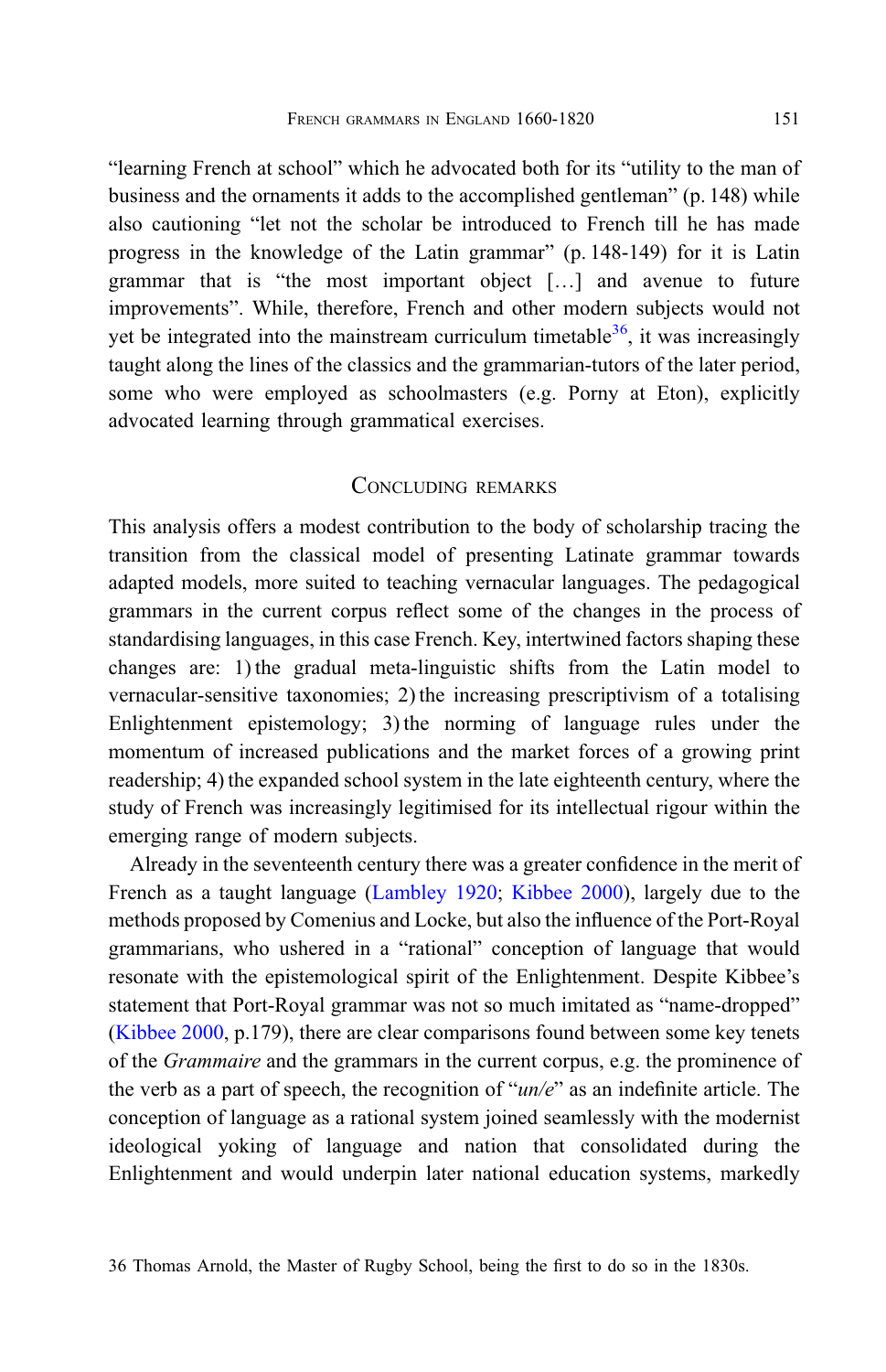"learning French at school" which he advocated both for its "utility to the man of business and the ornaments it adds to the accomplished gentleman" (p. 148) while also cautioning "let not the scholar be introduced to French till he has made progress in the knowledge of the Latin grammar" (p. 148-149) for it is Latin grammar that is "the most important object […] and avenue to future improvements". While, therefore, French and other modern subjects would not yet be integrated into the mainstream curriculum timetable[36], it was increasingly taught along the lines of the classics and the grammarian-tutors of the later period, some who were employed as schoolmasters (e.g. Porny at Eton), explicitly advocated learning through grammatical exercises.

## Concluding remarks

This analysis offers a modest contribution to the body of scholarship tracing the transition from the classical model of presenting Latinate grammar towards adapted models, more suited to teaching vernacular languages. The pedagogical grammars in the current corpus reflect some of the changes in the process of standardising languages, in this case French. Key, intertwined factors shaping these changes are: 1) the gradual meta-linguistic shifts from the Latin model to vernacular-sensitive taxonomies; 2) the increasing prescriptivism of a totalising Enlightenment epistemology; 3) the norming of language rules under the momentum of increased publications and the market forces of a growing print readership; 4) the expanded school system in the late eighteenth century, where the study of French was increasingly legitimised for its intellectual rigour within the emerging range of modern subjects.

Already in the seventeenth century there was a greater confidence in the merit of French as a taught language (Lambley 1920; Kibbee 2000), largely due to the methods proposed by Comenius and Locke, but also the influence of the Port-Royal grammarians, who ushered in a "rational" conception of language that would resonate with the epistemological spirit of the Enlightenment. Despite Kibbee's statement that Port-Royal grammar was not so much imitated as "name-dropped" (Kibbee 2000, p.179), there are clear comparisons found between some key tenets of the *Grammaire* and the grammars in the current corpus, e.g. the prominence of the verb as a part of speech, the recognition of "*un/e*" as an indefinite article. The conception of language as a rational system joined seamlessly with the modernist ideological yoking of language and nation that consolidated during the Enlightenment and would underpin later national education systems, markedly

36 Thomas Arnold, the Master of Rugby School, being the first to do so in the 1830s.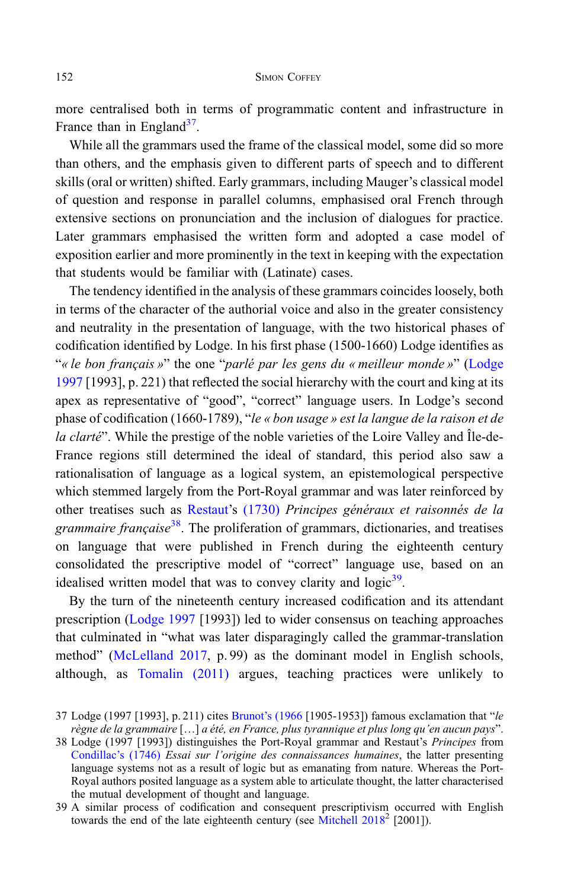more centralised both in terms of programmatic content and infrastructure in France than in England[37].

While all the grammars used the frame of the classical model, some did so more than others, and the emphasis given to different parts of speech and to different skills (oral or written) shifted. Early grammars, including Mauger's classical model of question and response in parallel columns, emphasised oral French through extensive sections on pronunciation and the inclusion of dialogues for practice. Later grammars emphasised the written form and adopted a case model of exposition earlier and more prominently in the text in keeping with the expectation that students would be familiar with (Latinate) cases.

The tendency identified in the analysis of these grammars coincides loosely, both in terms of the character of the authorial voice and also in the greater consistency and neutrality in the presentation of language, with the two historical phases of codification identified by Lodge. In his first phase (1500-1660) Lodge identifies as "*« le bon français »*" the one "*parlé par les gens du « meilleur monde »*" (Lodge 1997 [1993], p. 221) that reflected the social hierarchy with the court and king at its apex as representative of "good", "correct" language users. In Lodge's second phase of codification (1660-1789), "*le « bon usage » est la langue de la raison et de la clarté*". While the prestige of the noble varieties of the Loire Valley and Île-de-France regions still determined the ideal of standard, this period also saw a rationalisation of language as a logical system, an epistemological perspective which stemmed largely from the Port-Royal grammar and was later reinforced by other treatises such as Restaut's (1730) *Principes généraux et raisonnés de la grammaire française*[38]. The proliferation of grammars, dictionaries, and treatises on language that were published in French during the eighteenth century consolidated the prescriptive model of "correct" language use, based on an idealised written model that was to convey clarity and logic[39].

By the turn of the nineteenth century increased codification and its attendant prescription (Lodge 1997 [1993]) led to wider consensus on teaching approaches that culminated in "what was later disparagingly called the grammar-translation method" (McLelland 2017, p. 99) as the dominant model in English schools, although, as Tomalin (2011) argues, teaching practices were unlikely to

---

37 Lodge (1997 [1993], p. 211) cites Brunot's (1966 [1905-1953]) famous exclamation that "*le règne de la grammaire* […] *a été, en France, plus tyrannique et plus long qu'en aucun pays*".

38 Lodge (1997 [1993]) distinguishes the Port-Royal grammar and Restaut's *Principes* from Condillac's (1746) *Essai sur l'origine des connaissances humaines*, the latter presenting language systems not as a result of logic but as emanating from nature. Whereas the Port-Royal authors posited language as a system able to articulate thought, the latter characterised the mutual development of thought and language.

39 A similar process of codification and consequent prescriptivism occurred with English towards the end of the late eighteenth century (see Mitchell 2018[2] [2001]).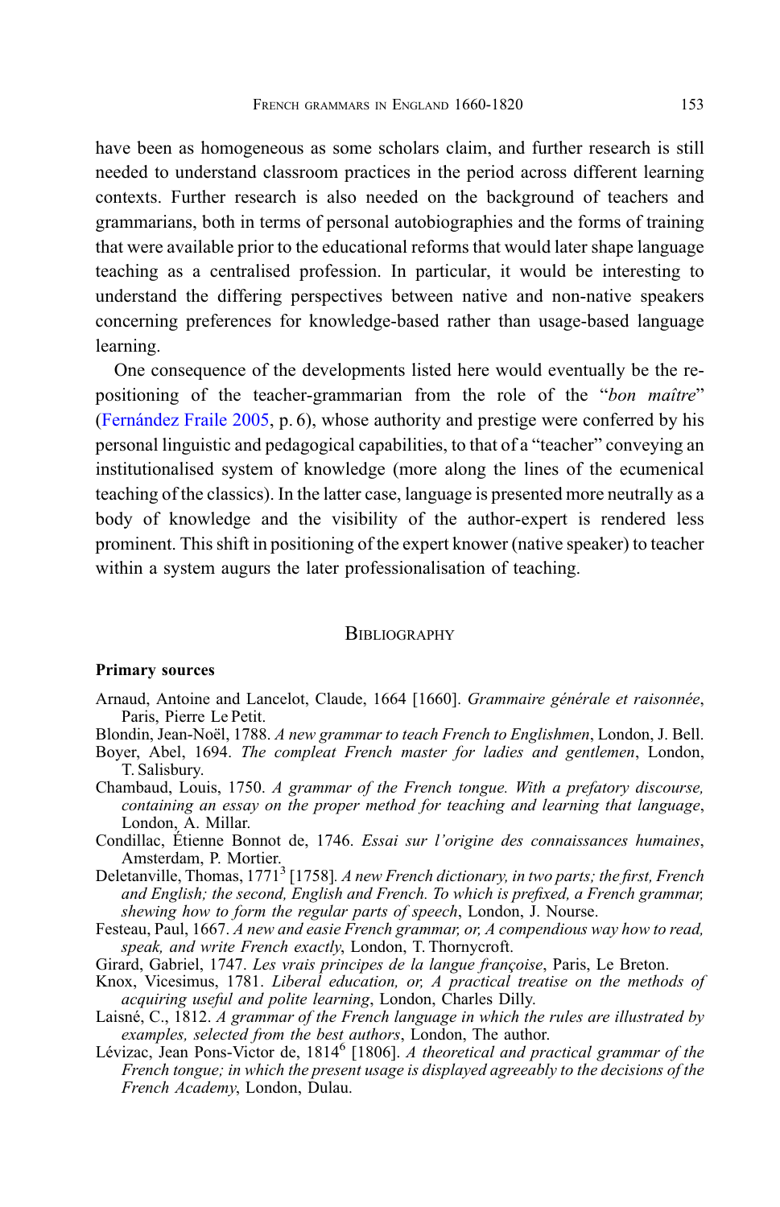have been as homogeneous as some scholars claim, and further research is still needed to understand classroom practices in the period across different learning contexts. Further research is also needed on the background of teachers and grammarians, both in terms of personal autobiographies and the forms of training that were available prior to the educational reforms that would later shape language teaching as a centralised profession. In particular, it would be interesting to understand the differing perspectives between native and non-native speakers concerning preferences for knowledge-based rather than usage-based language learning.

One consequence of the developments listed here would eventually be the re-positioning of the teacher-grammarian from the role of the "*bon maître*" (Fernández Fraile 2005, p. 6), whose authority and prestige were conferred by his personal linguistic and pedagogical capabilities, to that of a "teacher" conveying an institutionalised system of knowledge (more along the lines of the ecumenical teaching of the classics). In the latter case, language is presented more neutrally as a body of knowledge and the visibility of the author-expert is rendered less prominent. This shift in positioning of the expert knower (native speaker) to teacher within a system augurs the later professionalisation of teaching.

## Bibliography

**Primary sources**

Arnaud, Antoine and Lancelot, Claude, 1664 [1660]. *Grammaire générale et raisonnée*, Paris, Pierre Le Petit.

Blondin, Jean-Noël, 1788. *A new grammar to teach French to Englishmen*, London, J. Bell.

Boyer, Abel, 1694. *The compleat French master for ladies and gentlemen*, London, T. Salisbury.

Chambaud, Louis, 1750. *A grammar of the French tongue. With a prefatory discourse, containing an essay on the proper method for teaching and learning that language*, London, A. Millar.

Condillac, Étienne Bonnot de, 1746. *Essai sur l'origine des connaissances humaines*, Amsterdam, P. Mortier.

Deletanville, Thomas, 1771[3] [1758]. *A new French dictionary, in two parts; the first, French and English; the second, English and French. To which is prefixed, a French grammar, shewing how to form the regular parts of speech*, London, J. Nourse.

Festeau, Paul, 1667. *A new and easie French grammar, or, A compendious way how to read, speak, and write French exactly*, London, T. Thornycroft.

Girard, Gabriel, 1747. *Les vrais principes de la langue françoise*, Paris, Le Breton.

Knox, Vicesimus, 1781. *Liberal education, or, A practical treatise on the methods of acquiring useful and polite learning*, London, Charles Dilly.

Laisné, C., 1812. *A grammar of the French language in which the rules are illustrated by examples, selected from the best authors*, London, The author.

Lévizac, Jean Pons-Victor de, 1814[6] [1806]. *A theoretical and practical grammar of the French tongue; in which the present usage is displayed agreeably to the decisions of the French Academy*, London, Dulau.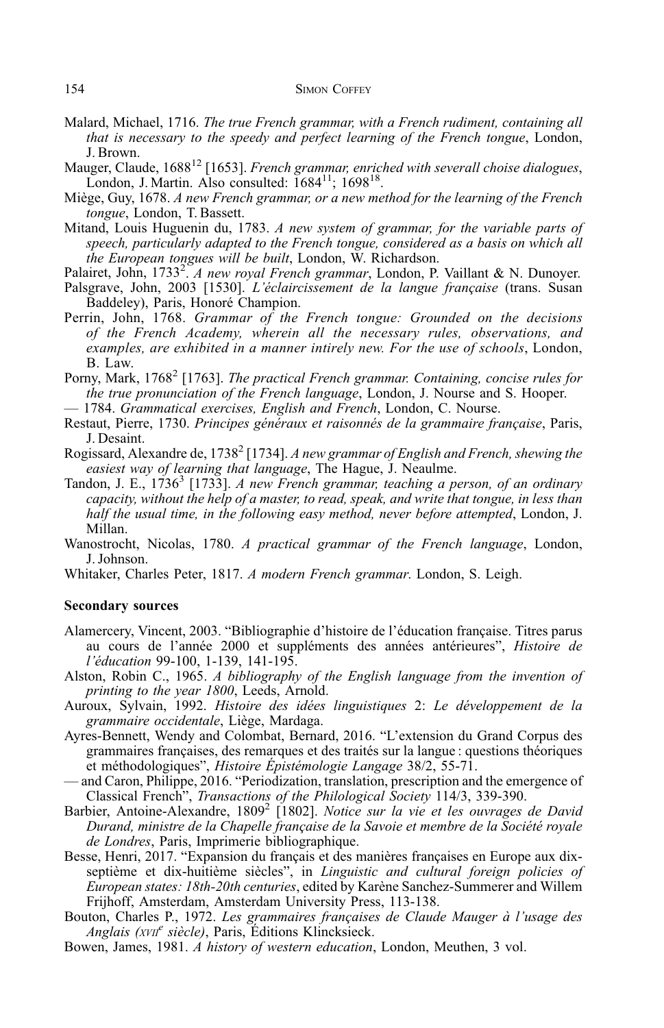Malard, Michael, 1716. *The true French grammar, with a French rudiment, containing all that is necessary to the speedy and perfect learning of the French tongue*, London, J. Brown.

Mauger, Claude, 1688[12] [1653]. *French grammar, enriched with severall choise dialogues*, London, J. Martin. Also consulted: 1684[11]; 1698[18].

Miège, Guy, 1678. *A new French grammar, or a new method for the learning of the French tongue*, London, T. Bassett.

Mitand, Louis Huguenin du, 1783. *A new system of grammar, for the variable parts of speech, particularly adapted to the French tongue, considered as a basis on which all the European tongues will be built*, London, W. Richardson.

Palairet, John, 1733[2]. *A new royal French grammar*, London, P. Vaillant & N. Dunoyer.

Palsgrave, John, 2003 [1530]. *L'éclaircissement de la langue française* (trans. Susan Baddeley), Paris, Honoré Champion.

Perrin, John, 1768. *Grammar of the French tongue: Grounded on the decisions of the French Academy, wherein all the necessary rules, observations, and examples, are exhibited in a manner intirely new. For the use of schools*, London, B. Law.

Porny, Mark, 1768[2] [1763]. *The practical French grammar. Containing, concise rules for the true pronunciation of the French language*, London, J. Nourse and S. Hooper.

— 1784. *Grammatical exercises, English and French*, London, C. Nourse.

Restaut, Pierre, 1730. *Principes généraux et raisonnés de la grammaire française*, Paris, J. Desaint.

Rogissard, Alexandre de, 1738[2] [1734]. *A new grammar of English and French, shewing the easiest way of learning that language*, The Hague, J. Neaulme.

Tandon, J. E., 1736[3] [1733]. *A new French grammar, teaching a person, of an ordinary capacity, without the help of a master, to read, speak, and write that tongue, in less than half the usual time, in the following easy method, never before attempted*, London, J. Millan.

Wanostrocht, Nicolas, 1780. *A practical grammar of the French language*, London, J. Johnson.

Whitaker, Charles Peter, 1817. *A modern French grammar*. London, S. Leigh.

**Secondary sources**

Alamercery, Vincent, 2003. "Bibliographie d'histoire de l'éducation française. Titres parus au cours de l'année 2000 et suppléments des années antérieures", *Histoire de l'éducation* 99-100, 1-139, 141-195.

Alston, Robin C., 1965. *A bibliography of the English language from the invention of printing to the year 1800*, Leeds, Arnold.

Auroux, Sylvain, 1992. *Histoire des idées linguistiques* 2: *Le développement de la grammaire occidentale*, Liège, Mardaga.

Ayres-Bennett, Wendy and Colombat, Bernard, 2016. "L'extension du Grand Corpus des grammaires françaises, des remarques et des traités sur la langue : questions théoriques et méthodologiques", *Histoire Épistémologie Langage* 38/2, 55-71.

— and Caron, Philippe, 2016. "Periodization, translation, prescription and the emergence of Classical French", *Transactions of the Philological Society* 114/3, 339-390.

Barbier, Antoine-Alexandre, 1809[2] [1802]. *Notice sur la vie et les ouvrages de David Durand, ministre de la Chapelle française de la Savoie et membre de la Société royale de Londres*, Paris, Imprimerie bibliographique.

Besse, Henri, 2017. "Expansion du français et des manières françaises en Europe aux dix-septième et dix-huitième siècles", in *Linguistic and cultural foreign policies of European states: 18th-20th centuries*, edited by Karène Sanchez-Summerer and Willem Frijhoff, Amsterdam, Amsterdam University Press, 113-138.

Bouton, Charles P., 1972. *Les grammaires françaises de Claude Mauger à l'usage des Anglais (XVII[e] siècle)*, Paris, Éditions Klincksieck.

Bowen, James, 1981. *A history of western education*, London, Meuthen, 3 vol.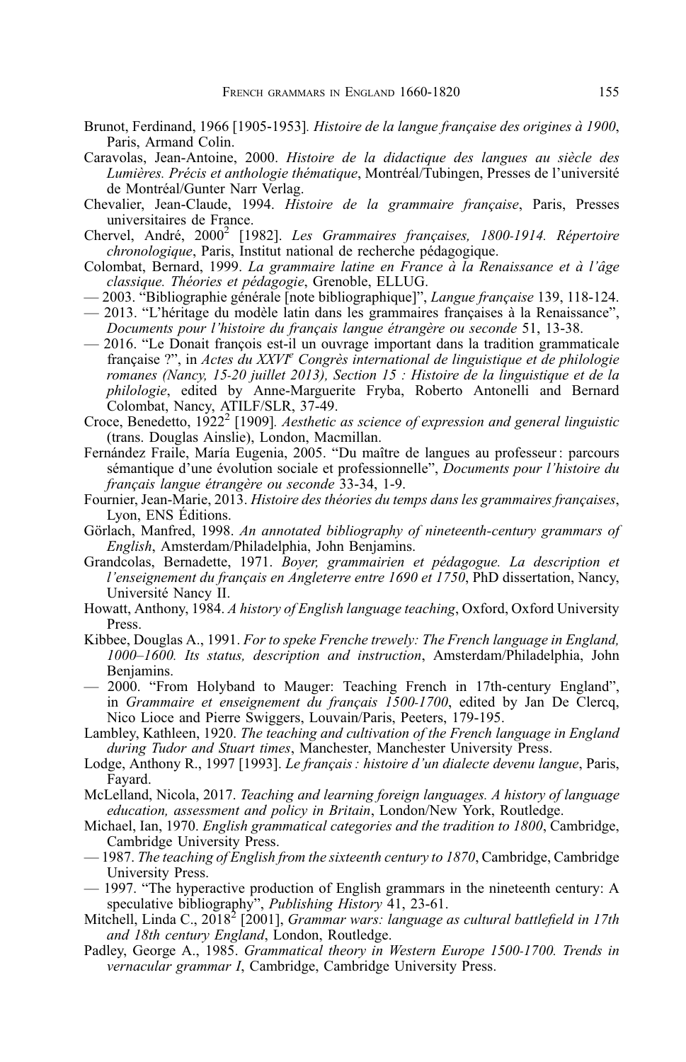Brunot, Ferdinand, 1966 [1905-1953]. *Histoire de la langue française des origines à 1900*, Paris, Armand Colin.

Caravolas, Jean-Antoine, 2000. *Histoire de la didactique des langues au siècle des Lumières. Précis et anthologie thématique*, Montréal/Tubingen, Presses de l'université de Montréal/Gunter Narr Verlag.

Chevalier, Jean-Claude, 1994. *Histoire de la grammaire française*, Paris, Presses universitaires de France.

Chervel, André, 2000[2] [1982]. *Les Grammaires françaises, 1800-1914. Répertoire chronologique*, Paris, Institut national de recherche pédagogique.

Colombat, Bernard, 1999. *La grammaire latine en France à la Renaissance et à l'âge classique. Théories et pédagogie*, Grenoble, ELLUG.

— 2003. "Bibliographie générale [note bibliographique]", *Langue française* 139, 118-124.

— 2013. "L'héritage du modèle latin dans les grammaires françaises à la Renaissance", *Documents pour l'histoire du français langue étrangère ou seconde* 51, 13-38.

— 2016. "Le Donait françois est-il un ouvrage important dans la tradition grammaticale française ?", in *Actes du XXVI^e Congrès international de linguistique et de philologie romanes (Nancy, 15-20 juillet 2013), Section 15 : Histoire de la linguistique et de la philologie*, edited by Anne-Marguerite Fryba, Roberto Antonelli and Bernard Colombat, Nancy, ATILF/SLR, 37-49.

Croce, Benedetto, 1922[2] [1909]. *Aesthetic as science of expression and general linguistic* (trans. Douglas Ainslie), London, Macmillan.

Fernández Fraile, María Eugenia, 2005. "Du maître de langues au professeur : parcours sémantique d'une évolution sociale et professionnelle", *Documents pour l'histoire du français langue étrangère ou seconde* 33-34, 1-9.

Fournier, Jean-Marie, 2013. *Histoire des théories du temps dans les grammaires françaises*, Lyon, ENS Éditions.

Görlach, Manfred, 1998. *An annotated bibliography of nineteenth-century grammars of English*, Amsterdam/Philadelphia, John Benjamins.

Grandcolas, Bernadette, 1971. *Boyer, grammairien et pédagogue. La description et l'enseignement du français en Angleterre entre 1690 et 1750*, PhD dissertation, Nancy, Université Nancy II.

Howatt, Anthony, 1984. *A history of English language teaching*, Oxford, Oxford University Press.

Kibbee, Douglas A., 1991. *For to speke Frenche trewely: The French language in England, 1000–1600. Its status, description and instruction*, Amsterdam/Philadelphia, John Benjamins.

— 2000. "From Holyband to Mauger: Teaching French in 17th-century England", in *Grammaire et enseignement du français 1500-1700*, edited by Jan De Clercq, Nico Lioce and Pierre Swiggers, Louvain/Paris, Peeters, 179-195.

Lambley, Kathleen, 1920. *The teaching and cultivation of the French language in England during Tudor and Stuart times*, Manchester, Manchester University Press.

Lodge, Anthony R., 1997 [1993]. *Le français : histoire d'un dialecte devenu langue*, Paris, Fayard.

McLelland, Nicola, 2017. *Teaching and learning foreign languages. A history of language education, assessment and policy in Britain*, London/New York, Routledge.

Michael, Ian, 1970. *English grammatical categories and the tradition to 1800*, Cambridge, Cambridge University Press.

— 1987. *The teaching of English from the sixteenth century to 1870*, Cambridge, Cambridge University Press.

— 1997. "The hyperactive production of English grammars in the nineteenth century: A speculative bibliography", *Publishing History* 41, 23-61.

Mitchell, Linda C., 2018[2] [2001], *Grammar wars: language as cultural battlefield in 17th and 18th century England*, London, Routledge.

Padley, George A., 1985. *Grammatical theory in Western Europe 1500-1700. Trends in vernacular grammar I*, Cambridge, Cambridge University Press.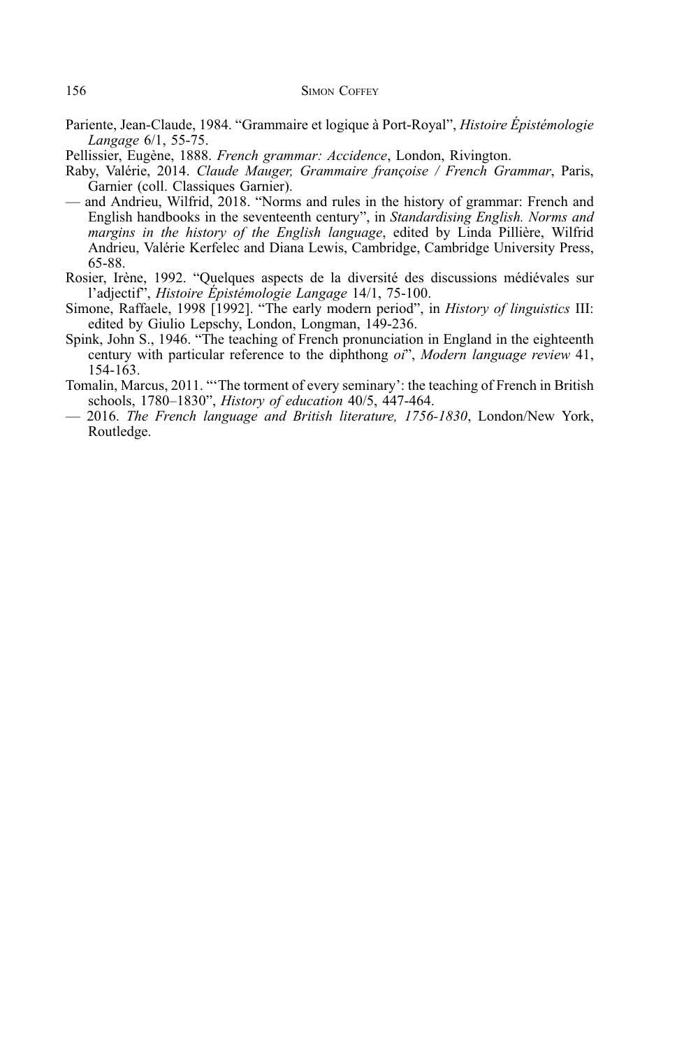Pariente, Jean-Claude, 1984. "Grammaire et logique à Port-Royal", *Histoire Épistémologie Langage* 6/1, 55-75.

Pellissier, Eugène, 1888. *French grammar: Accidence*, London, Rivington.

Raby, Valérie, 2014. *Claude Mauger, Grammaire françoise / French Grammar*, Paris, Garnier (coll. Classiques Garnier).

— and Andrieu, Wilfrid, 2018. "Norms and rules in the history of grammar: French and English handbooks in the seventeenth century", in *Standardising English. Norms and margins in the history of the English language*, edited by Linda Pillière, Wilfrid Andrieu, Valérie Kerfelec and Diana Lewis, Cambridge, Cambridge University Press, 65-88.

Rosier, Irène, 1992. "Quelques aspects de la diversité des discussions médiévales sur l'adjectif", *Histoire Épistémologie Langage* 14/1, 75-100.

Simone, Raffaele, 1998 [1992]. "The early modern period", in *History of linguistics* III: edited by Giulio Lepschy, London, Longman, 149-236.

Spink, John S., 1946. "The teaching of French pronunciation in England in the eighteenth century with particular reference to the diphthong *oi*", *Modern language review* 41, 154-163.

Tomalin, Marcus, 2011. "'The torment of every seminary': the teaching of French in British schools, 1780–1830", *History of education* 40/5, 447-464.

— 2016. *The French language and British literature, 1756-1830*, London/New York, Routledge.